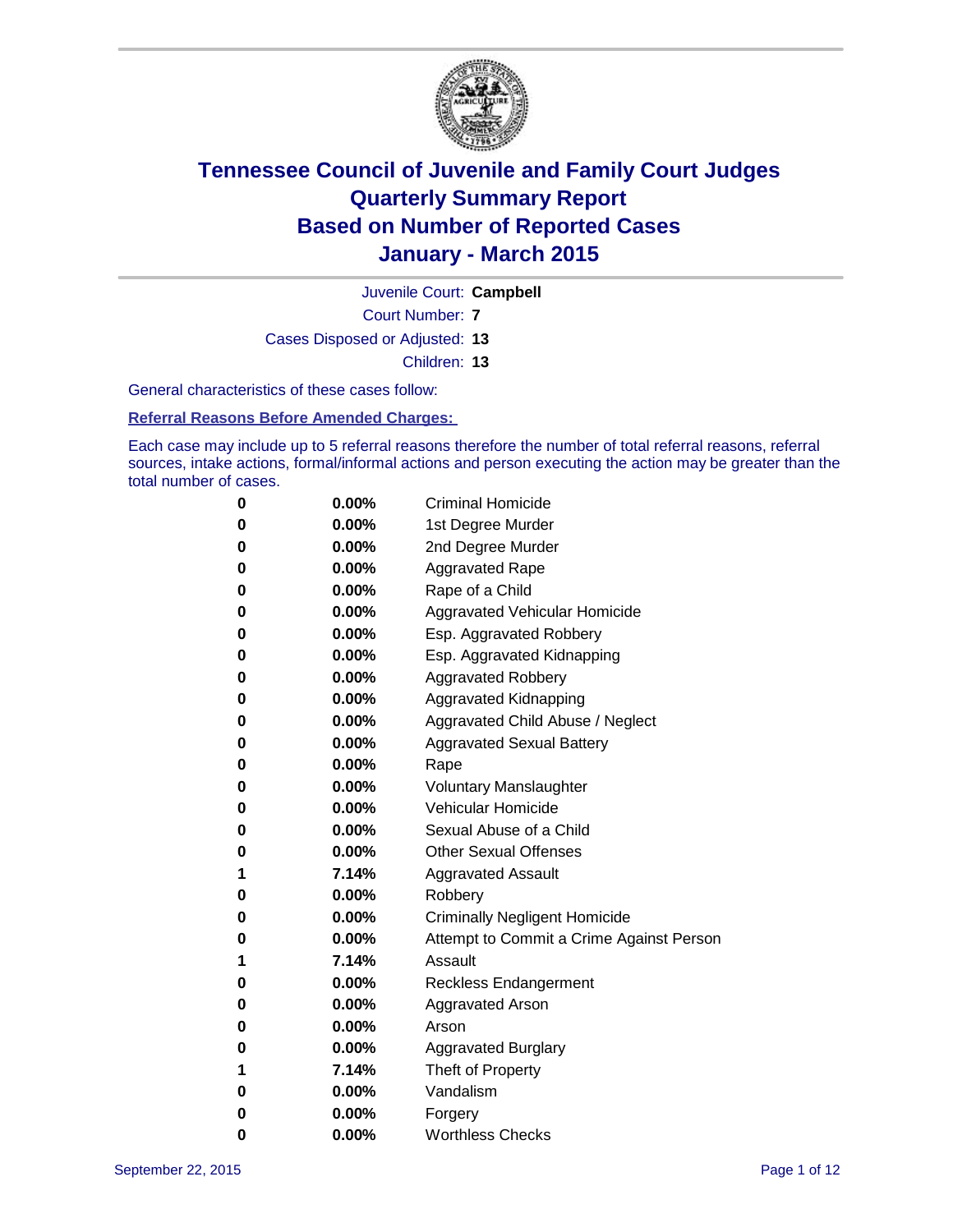# Tennessee Council of Juvenile and Family Court Judges
# Quarterly Summary Report
# Based on Number of Reported Cases
# January - March 2015

Juvenile Court: **Campbell**

Court Number: **7**

Cases Disposed or Adjusted: **13**

Children: **13**

General characteristics of these cases follow:

**Referral Reasons Before Amended Charges:**

Each case may include up to 5 referral reasons therefore the number of total referral reasons, referral sources, intake actions, formal/informal actions and person executing the action may be greater than the total number of cases.

| | | |
|---|---|---|
| **0** | **0.00%** | Criminal Homicide |
| **0** | **0.00%** | 1st Degree Murder |
| **0** | **0.00%** | 2nd Degree Murder |
| **0** | **0.00%** | Aggravated Rape |
| **0** | **0.00%** | Rape of a Child |
| **0** | **0.00%** | Aggravated Vehicular Homicide |
| **0** | **0.00%** | Esp. Aggravated Robbery |
| **0** | **0.00%** | Esp. Aggravated Kidnapping |
| **0** | **0.00%** | Aggravated Robbery |
| **0** | **0.00%** | Aggravated Kidnapping |
| **0** | **0.00%** | Aggravated Child Abuse / Neglect |
| **0** | **0.00%** | Aggravated Sexual Battery |
| **0** | **0.00%** | Rape |
| **0** | **0.00%** | Voluntary Manslaughter |
| **0** | **0.00%** | Vehicular Homicide |
| **0** | **0.00%** | Sexual Abuse of a Child |
| **0** | **0.00%** | Other Sexual Offenses |
| **1** | **7.14%** | Aggravated Assault |
| **0** | **0.00%** | Robbery |
| **0** | **0.00%** | Criminally Negligent Homicide |
| **0** | **0.00%** | Attempt to Commit a Crime Against Person |
| **1** | **7.14%** | Assault |
| **0** | **0.00%** | Reckless Endangerment |
| **0** | **0.00%** | Aggravated Arson |
| **0** | **0.00%** | Arson |
| **0** | **0.00%** | Aggravated Burglary |
| **1** | **7.14%** | Theft of Property |
| **0** | **0.00%** | Vandalism |
| **0** | **0.00%** | Forgery |
| **0** | **0.00%** | Worthless Checks |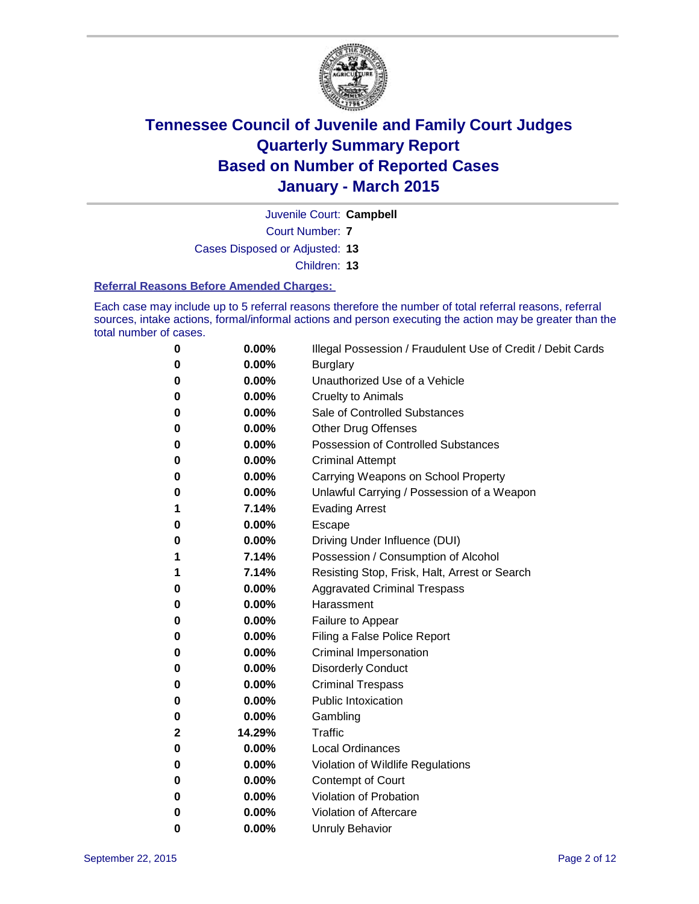# Tennessee Council of Juvenile and Family Court Judges
# Quarterly Summary Report
# Based on Number of Reported Cases
# January - March 2015

Juvenile Court: **Campbell**

Court Number: **7**

Cases Disposed or Adjusted: **13**

Children: **13**

**Referral Reasons Before Amended Charges:**

Each case may include up to 5 referral reasons therefore the number of total referral reasons, referral sources, intake actions, formal/informal actions and person executing the action may be greater than the total number of cases.

| | | |
|---|---|---|
| 0 | 0.00% | Illegal Possession / Fraudulent Use of Credit / Debit Cards |
| 0 | 0.00% | Burglary |
| 0 | 0.00% | Unauthorized Use of a Vehicle |
| 0 | 0.00% | Cruelty to Animals |
| 0 | 0.00% | Sale of Controlled Substances |
| 0 | 0.00% | Other Drug Offenses |
| 0 | 0.00% | Possession of Controlled Substances |
| 0 | 0.00% | Criminal Attempt |
| 0 | 0.00% | Carrying Weapons on School Property |
| 0 | 0.00% | Unlawful Carrying / Possession of a Weapon |
| 1 | 7.14% | Evading Arrest |
| 0 | 0.00% | Escape |
| 0 | 0.00% | Driving Under Influence (DUI) |
| 1 | 7.14% | Possession / Consumption of Alcohol |
| 1 | 7.14% | Resisting Stop, Frisk, Halt, Arrest or Search |
| 0 | 0.00% | Aggravated Criminal Trespass |
| 0 | 0.00% | Harassment |
| 0 | 0.00% | Failure to Appear |
| 0 | 0.00% | Filing a False Police Report |
| 0 | 0.00% | Criminal Impersonation |
| 0 | 0.00% | Disorderly Conduct |
| 0 | 0.00% | Criminal Trespass |
| 0 | 0.00% | Public Intoxication |
| 0 | 0.00% | Gambling |
| 2 | 14.29% | Traffic |
| 0 | 0.00% | Local Ordinances |
| 0 | 0.00% | Violation of Wildlife Regulations |
| 0 | 0.00% | Contempt of Court |
| 0 | 0.00% | Violation of Probation |
| 0 | 0.00% | Violation of Aftercare |
| 0 | 0.00% | Unruly Behavior |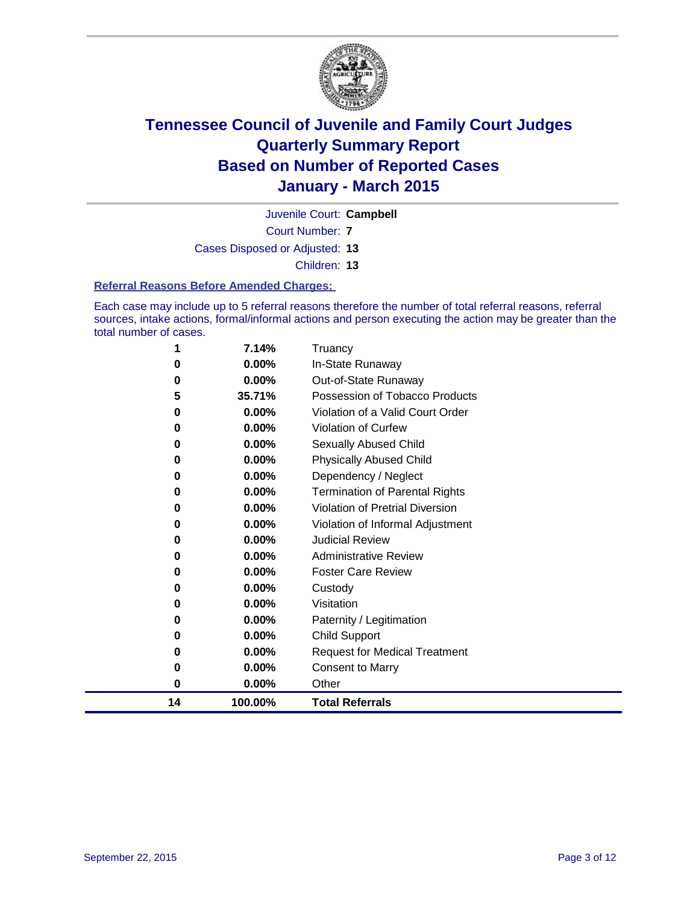# Tennessee Council of Juvenile and Family Court Judges Quarterly Summary Report Based on Number of Reported Cases January - March 2015

Juvenile Court: **Campbell**

Court Number: **7**

Cases Disposed or Adjusted: **13**

Children: **13**

## Referral Reasons Before Amended Charges:

Each case may include up to 5 referral reasons therefore the number of total referral reasons, referral sources, intake actions, formal/informal actions and person executing the action may be greater than the total number of cases.

| Count | Percent | Referral Reason |
|---|---|---|
| 1 | 7.14% | Truancy |
| 0 | 0.00% | In-State Runaway |
| 0 | 0.00% | Out-of-State Runaway |
| 5 | 35.71% | Possession of Tobacco Products |
| 0 | 0.00% | Violation of a Valid Court Order |
| 0 | 0.00% | Violation of Curfew |
| 0 | 0.00% | Sexually Abused Child |
| 0 | 0.00% | Physically Abused Child |
| 0 | 0.00% | Dependency / Neglect |
| 0 | 0.00% | Termination of Parental Rights |
| 0 | 0.00% | Violation of Pretrial Diversion |
| 0 | 0.00% | Violation of Informal Adjustment |
| 0 | 0.00% | Judicial Review |
| 0 | 0.00% | Administrative Review |
| 0 | 0.00% | Foster Care Review |
| 0 | 0.00% | Custody |
| 0 | 0.00% | Visitation |
| 0 | 0.00% | Paternity / Legitimation |
| 0 | 0.00% | Child Support |
| 0 | 0.00% | Request for Medical Treatment |
| 0 | 0.00% | Consent to Marry |
| 0 | 0.00% | Other |
| **14** | **100.00%** | **Total Referrals** |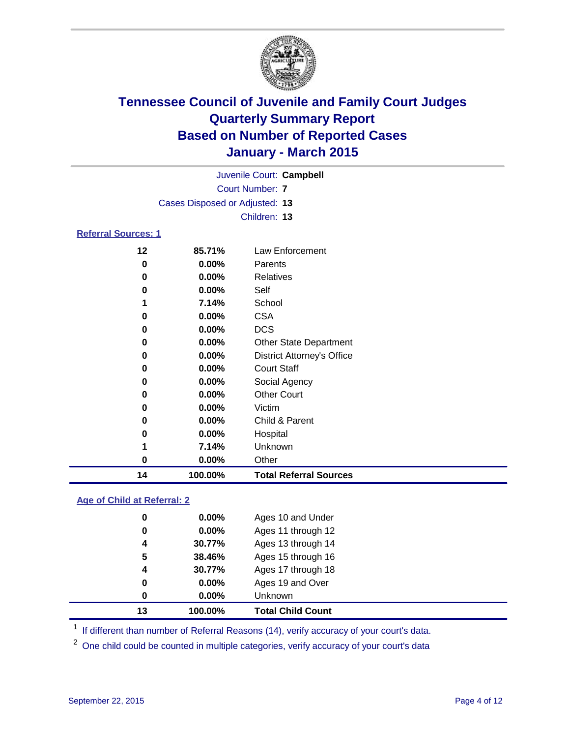# Tennessee Council of Juvenile and Family Court Judges
# Quarterly Summary Report
# Based on Number of Reported Cases
# January - March 2015

Juvenile Court: **Campbell**

Court Number: **7**

Cases Disposed or Adjusted: **13**

Children: **13**

### Referral Sources: 1

| | | |
|---|---|---|
| 12 | 85.71% | Law Enforcement |
| 0 | 0.00% | Parents |
| 0 | 0.00% | Relatives |
| 0 | 0.00% | Self |
| 1 | 7.14% | School |
| 0 | 0.00% | CSA |
| 0 | 0.00% | DCS |
| 0 | 0.00% | Other State Department |
| 0 | 0.00% | District Attorney's Office |
| 0 | 0.00% | Court Staff |
| 0 | 0.00% | Social Agency |
| 0 | 0.00% | Other Court |
| 0 | 0.00% | Victim |
| 0 | 0.00% | Child & Parent |
| 0 | 0.00% | Hospital |
| 1 | 7.14% | Unknown |
| 0 | 0.00% | Other |
| **14** | **100.00%** | **Total Referral Sources** |

### Age of Child at Referral: 2

| | | |
|---|---|---|
| 0 | 0.00% | Ages 10 and Under |
| 0 | 0.00% | Ages 11 through 12 |
| 4 | 30.77% | Ages 13 through 14 |
| 5 | 38.46% | Ages 15 through 16 |
| 4 | 30.77% | Ages 17 through 18 |
| 0 | 0.00% | Ages 19 and Over |
| 0 | 0.00% | Unknown |
| **13** | **100.00%** | **Total Child Count** |

[1] If different than number of Referral Reasons (14), verify accuracy of your court's data.

[2] One child could be counted in multiple categories, verify accuracy of your court's data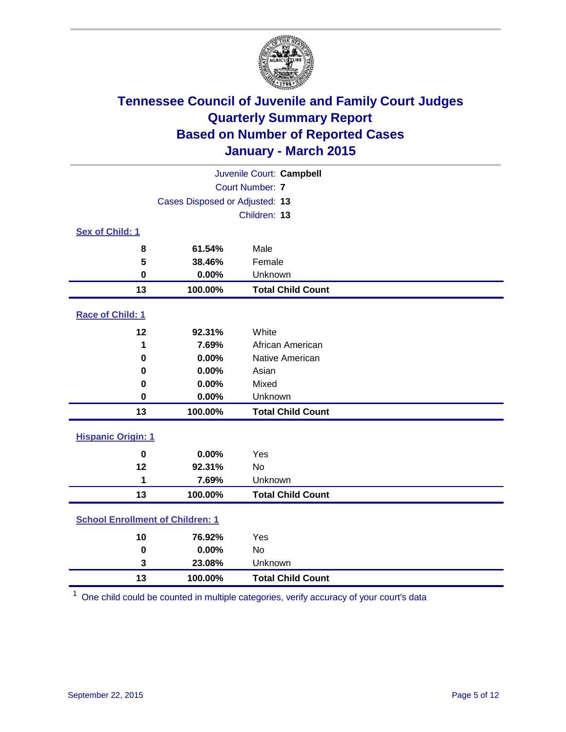# Tennessee Council of Juvenile and Family Court Judges
## Quarterly Summary Report
## Based on Number of Reported Cases
## January - March 2015

Juvenile Court: **Campbell**

Court Number: **7**

Cases Disposed or Adjusted: **13**

Children: **13**

### Sex of Child: 1

| Count | Percent | Category |
|---|---|---|
| **8** | **61.54%** | Male |
| **5** | **38.46%** | Female |
| **0** | **0.00%** | Unknown |
| **13** | **100.00%** | **Total Child Count** |

### Race of Child: 1

| Count | Percent | Category |
|---|---|---|
| **12** | **92.31%** | White |
| **1** | **7.69%** | African American |
| **0** | **0.00%** | Native American |
| **0** | **0.00%** | Asian |
| **0** | **0.00%** | Mixed |
| **0** | **0.00%** | Unknown |
| **13** | **100.00%** | **Total Child Count** |

### Hispanic Origin: 1

| Count | Percent | Category |
|---|---|---|
| **0** | **0.00%** | Yes |
| **12** | **92.31%** | No |
| **1** | **7.69%** | Unknown |
| **13** | **100.00%** | **Total Child Count** |

### School Enrollment of Children: 1

| Count | Percent | Category |
|---|---|---|
| **10** | **76.92%** | Yes |
| **0** | **0.00%** | No |
| **3** | **23.08%** | Unknown |
| **13** | **100.00%** | **Total Child Count** |

[1] One child could be counted in multiple categories, verify accuracy of your court's data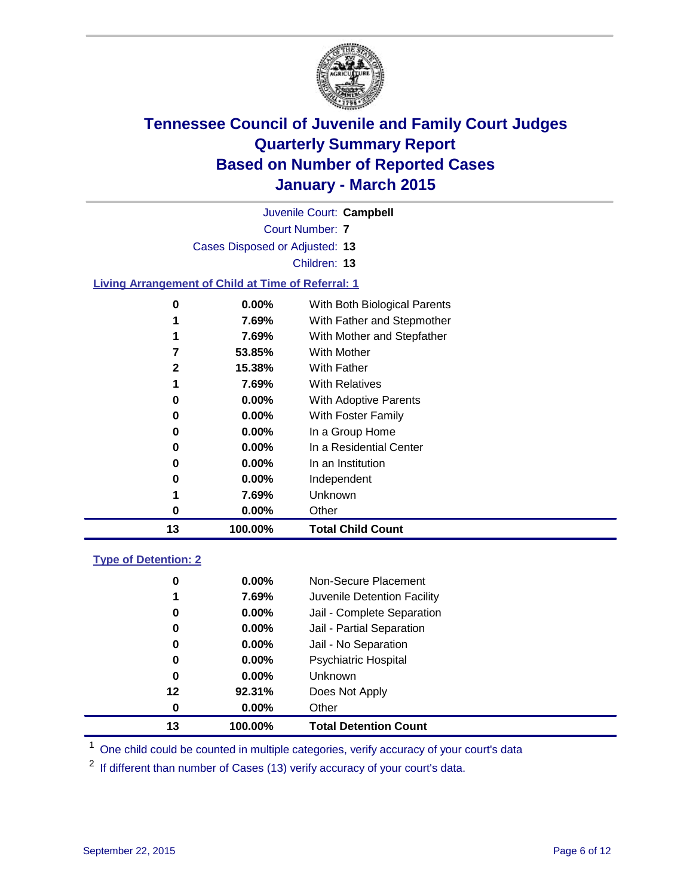# Tennessee Council of Juvenile and Family Court Judges
## Quarterly Summary Report
## Based on Number of Reported Cases
## January - March 2015

Juvenile Court: **Campbell**

Court Number: **7**

Cases Disposed or Adjusted: **13**

Children: **13**

### Living Arrangement of Child at Time of Referral: 1

| | | |
|---|---|---|
| **0** | **0.00%** | With Both Biological Parents |
| **1** | **7.69%** | With Father and Stepmother |
| **1** | **7.69%** | With Mother and Stepfather |
| **7** | **53.85%** | With Mother |
| **2** | **15.38%** | With Father |
| **1** | **7.69%** | With Relatives |
| **0** | **0.00%** | With Adoptive Parents |
| **0** | **0.00%** | With Foster Family |
| **0** | **0.00%** | In a Group Home |
| **0** | **0.00%** | In a Residential Center |
| **0** | **0.00%** | In an Institution |
| **0** | **0.00%** | Independent |
| **1** | **7.69%** | Unknown |
| **0** | **0.00%** | Other |
| **13** | **100.00%** | **Total Child Count** |

### Type of Detention: 2

| | | |
|---|---|---|
| **0** | **0.00%** | Non-Secure Placement |
| **1** | **7.69%** | Juvenile Detention Facility |
| **0** | **0.00%** | Jail - Complete Separation |
| **0** | **0.00%** | Jail - Partial Separation |
| **0** | **0.00%** | Jail - No Separation |
| **0** | **0.00%** | Psychiatric Hospital |
| **0** | **0.00%** | Unknown |
| **12** | **92.31%** | Does Not Apply |
| **0** | **0.00%** | Other |
| **13** | **100.00%** | **Total Detention Count** |

[1] One child could be counted in multiple categories, verify accuracy of your court's data

[2] If different than number of Cases (13) verify accuracy of your court's data.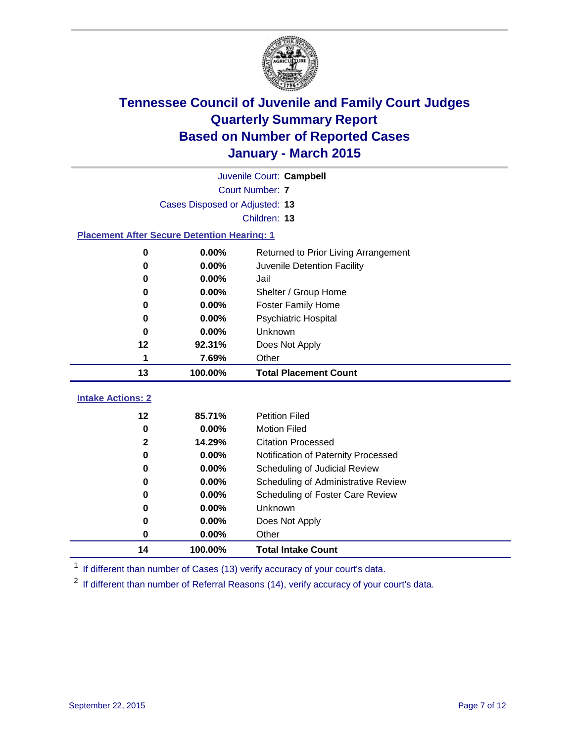# Tennessee Council of Juvenile and Family Court Judges
## Quarterly Summary Report
## Based on Number of Reported Cases
## January - March 2015

Juvenile Court: **Campbell**

Court Number: **7**

Cases Disposed or Adjusted: **13**

Children: **13**

### Placement After Secure Detention Hearing: 1

| Count | Percent | Placement |
|---|---|---|
| 0 | 0.00% | Returned to Prior Living Arrangement |
| 0 | 0.00% | Juvenile Detention Facility |
| 0 | 0.00% | Jail |
| 0 | 0.00% | Shelter / Group Home |
| 0 | 0.00% | Foster Family Home |
| 0 | 0.00% | Psychiatric Hospital |
| 0 | 0.00% | Unknown |
| 12 | 92.31% | Does Not Apply |
| 1 | 7.69% | Other |
| **13** | **100.00%** | **Total Placement Count** |

### Intake Actions: 2

| Count | Percent | Intake Action |
|---|---|---|
| 12 | 85.71% | Petition Filed |
| 0 | 0.00% | Motion Filed |
| 2 | 14.29% | Citation Processed |
| 0 | 0.00% | Notification of Paternity Processed |
| 0 | 0.00% | Scheduling of Judicial Review |
| 0 | 0.00% | Scheduling of Administrative Review |
| 0 | 0.00% | Scheduling of Foster Care Review |
| 0 | 0.00% | Unknown |
| 0 | 0.00% | Does Not Apply |
| 0 | 0.00% | Other |
| **14** | **100.00%** | **Total Intake Count** |

[1] If different than number of Cases (13) verify accuracy of your court's data.

[2] If different than number of Referral Reasons (14), verify accuracy of your court's data.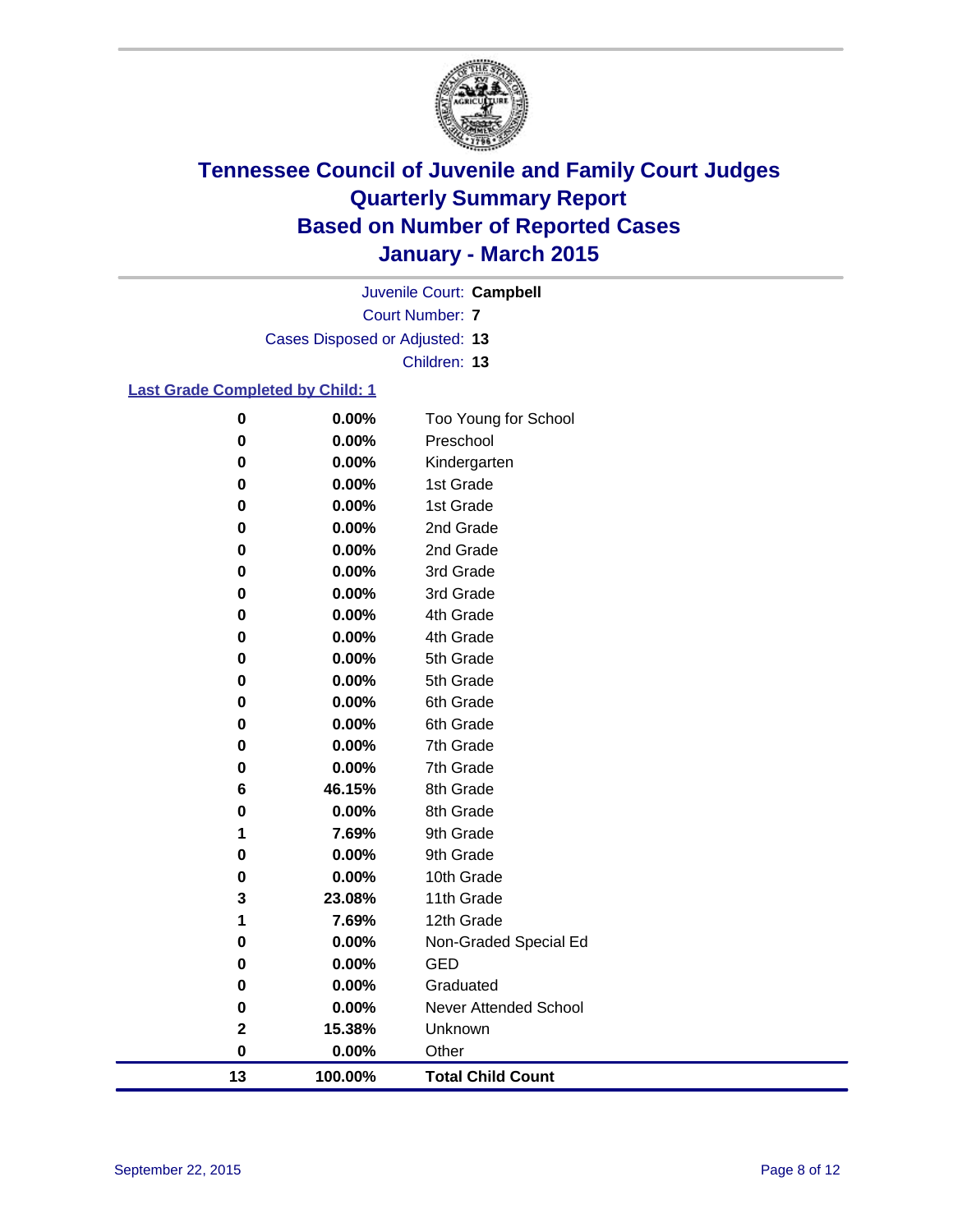# Tennessee Council of Juvenile and Family Court Judges
# Quarterly Summary Report
# Based on Number of Reported Cases
# January - March 2015

Juvenile Court: **Campbell**

Court Number: **7**

Cases Disposed or Adjusted: **13**

Children: **13**

## Last Grade Completed by Child: 1

| Count | Percent | Grade |
|---|---|---|
| 0 | 0.00% | Too Young for School |
| 0 | 0.00% | Preschool |
| 0 | 0.00% | Kindergarten |
| 0 | 0.00% | 1st Grade |
| 0 | 0.00% | 1st Grade |
| 0 | 0.00% | 2nd Grade |
| 0 | 0.00% | 2nd Grade |
| 0 | 0.00% | 3rd Grade |
| 0 | 0.00% | 3rd Grade |
| 0 | 0.00% | 4th Grade |
| 0 | 0.00% | 4th Grade |
| 0 | 0.00% | 5th Grade |
| 0 | 0.00% | 5th Grade |
| 0 | 0.00% | 6th Grade |
| 0 | 0.00% | 6th Grade |
| 0 | 0.00% | 7th Grade |
| 0 | 0.00% | 7th Grade |
| 6 | 46.15% | 8th Grade |
| 0 | 0.00% | 8th Grade |
| 1 | 7.69% | 9th Grade |
| 0 | 0.00% | 9th Grade |
| 0 | 0.00% | 10th Grade |
| 3 | 23.08% | 11th Grade |
| 1 | 7.69% | 12th Grade |
| 0 | 0.00% | Non-Graded Special Ed |
| 0 | 0.00% | GED |
| 0 | 0.00% | Graduated |
| 0 | 0.00% | Never Attended School |
| 2 | 15.38% | Unknown |
| 0 | 0.00% | Other |
| **13** | **100.00%** | **Total Child Count** |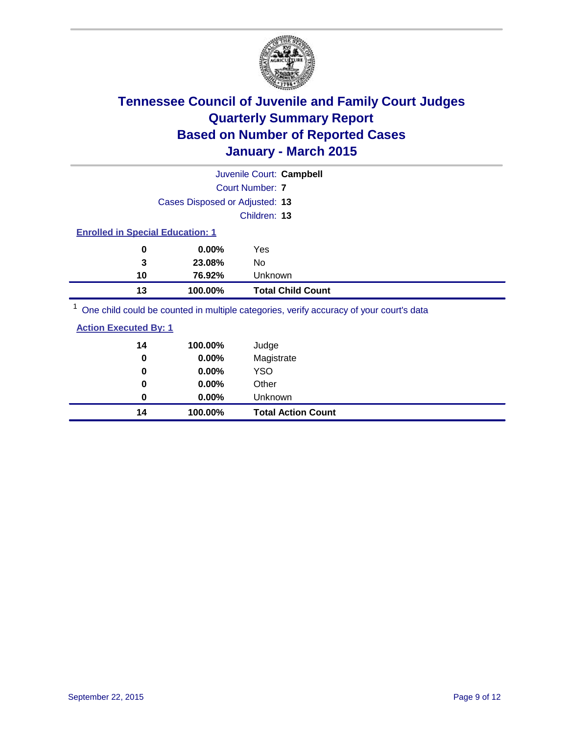# Tennessee Council of Juvenile and Family Court Judges
## Quarterly Summary Report
## Based on Number of Reported Cases
## January - March 2015

Juvenile Court: **Campbell**

Court Number: **7**

Cases Disposed or Adjusted: **13**

Children: **13**

### Enrolled in Special Education: 1

| | | |
|---|---|---|
| 0 | 0.00% | Yes |
| 3 | 23.08% | No |
| 10 | 76.92% | Unknown |
| **13** | **100.00%** | **Total Child Count** |

[1] One child could be counted in multiple categories, verify accuracy of your court's data

### Action Executed By: 1

| | | |
|---|---|---|
| 14 | 100.00% | Judge |
| 0 | 0.00% | Magistrate |
| 0 | 0.00% | YSO |
| 0 | 0.00% | Other |
| 0 | 0.00% | Unknown |
| **14** | **100.00%** | **Total Action Count** |

September 22, 2015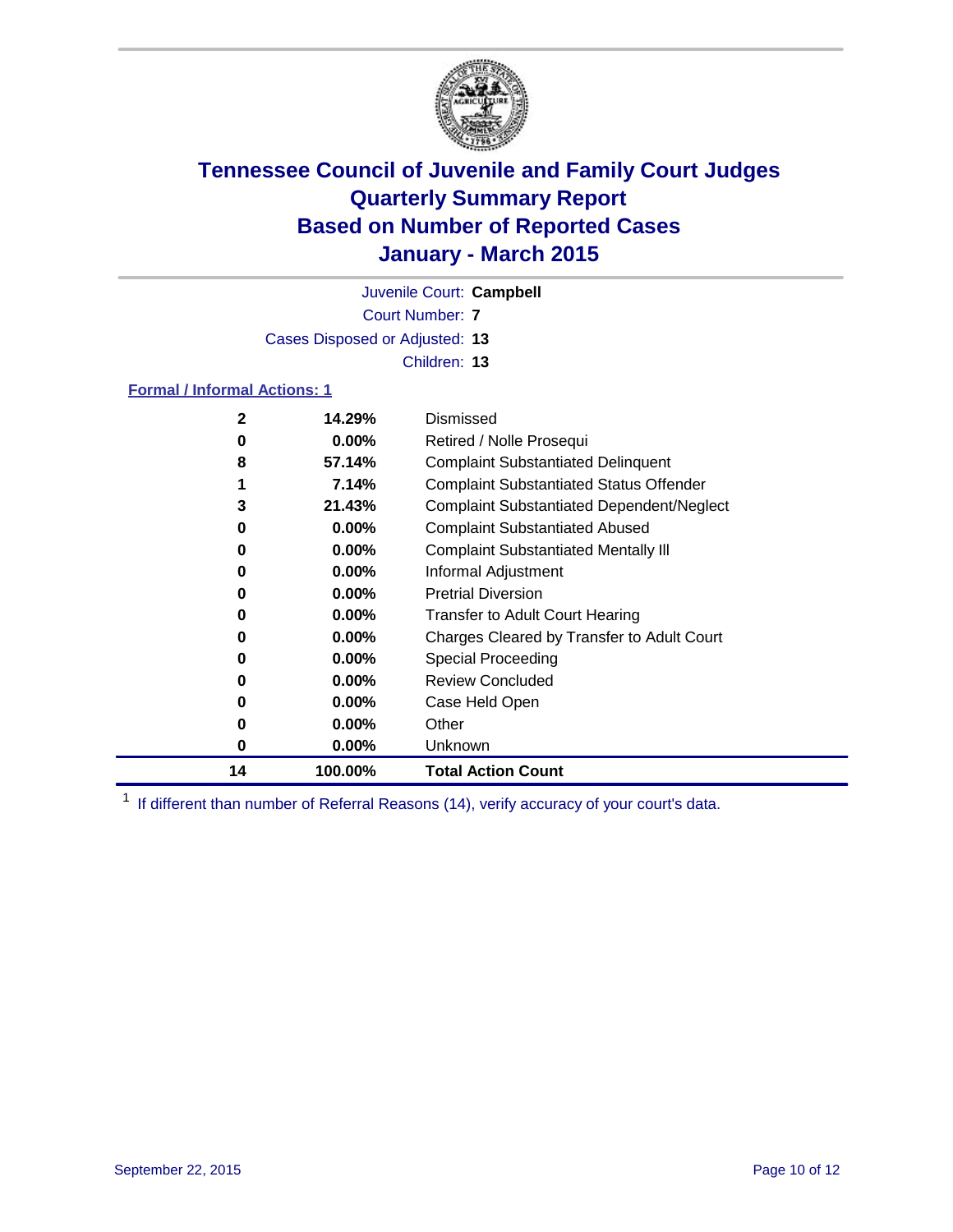# Tennessee Council of Juvenile and Family Court Judges
## Quarterly Summary Report
## Based on Number of Reported Cases
## January - March 2015

Juvenile Court: **Campbell**

Court Number: **7**

Cases Disposed or Adjusted: **13**

Children: **13**

### Formal / Informal Actions: 1

| Count | Percent | Action |
|---|---|---|
| 2 | 14.29% | Dismissed |
| 0 | 0.00% | Retired / Nolle Prosequi |
| 8 | 57.14% | Complaint Substantiated Delinquent |
| 1 | 7.14% | Complaint Substantiated Status Offender |
| 3 | 21.43% | Complaint Substantiated Dependent/Neglect |
| 0 | 0.00% | Complaint Substantiated Abused |
| 0 | 0.00% | Complaint Substantiated Mentally Ill |
| 0 | 0.00% | Informal Adjustment |
| 0 | 0.00% | Pretrial Diversion |
| 0 | 0.00% | Transfer to Adult Court Hearing |
| 0 | 0.00% | Charges Cleared by Transfer to Adult Court |
| 0 | 0.00% | Special Proceeding |
| 0 | 0.00% | Review Concluded |
| 0 | 0.00% | Case Held Open |
| 0 | 0.00% | Other |
| 0 | 0.00% | Unknown |
| **14** | **100.00%** | **Total Action Count** |

[1] If different than number of Referral Reasons (14), verify accuracy of your court's data.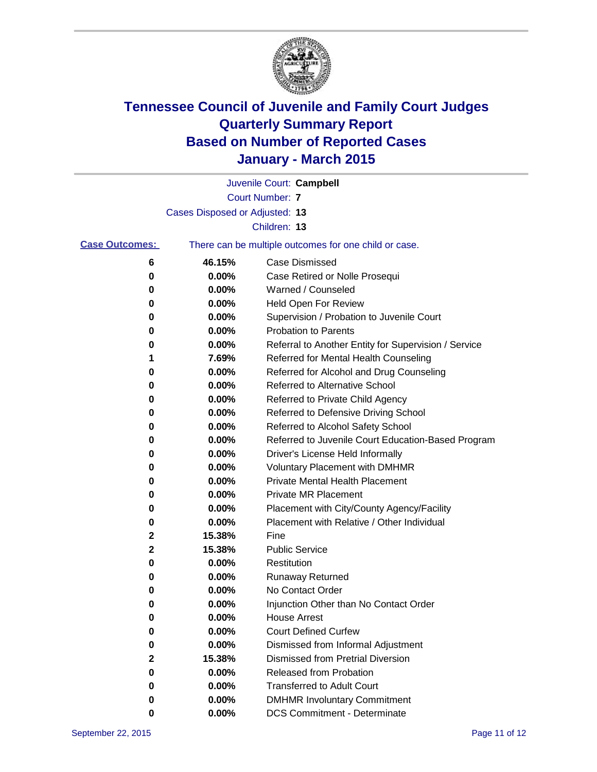# Tennessee Council of Juvenile and Family Court Judges
## Quarterly Summary Report
## Based on Number of Reported Cases
## January - March 2015

Juvenile Court: **Campbell**

Court Number: **7**

Cases Disposed or Adjusted: **13**

Children: **13**

**Case Outcomes:** There can be multiple outcomes for one child or case.

| Count | Percent | Outcome |
|---|---|---|
| 6 | 46.15% | Case Dismissed |
| 0 | 0.00% | Case Retired or Nolle Prosequi |
| 0 | 0.00% | Warned / Counseled |
| 0 | 0.00% | Held Open For Review |
| 0 | 0.00% | Supervision / Probation to Juvenile Court |
| 0 | 0.00% | Probation to Parents |
| 0 | 0.00% | Referral to Another Entity for Supervision / Service |
| 1 | 7.69% | Referred for Mental Health Counseling |
| 0 | 0.00% | Referred for Alcohol and Drug Counseling |
| 0 | 0.00% | Referred to Alternative School |
| 0 | 0.00% | Referred to Private Child Agency |
| 0 | 0.00% | Referred to Defensive Driving School |
| 0 | 0.00% | Referred to Alcohol Safety School |
| 0 | 0.00% | Referred to Juvenile Court Education-Based Program |
| 0 | 0.00% | Driver's License Held Informally |
| 0 | 0.00% | Voluntary Placement with DMHMR |
| 0 | 0.00% | Private Mental Health Placement |
| 0 | 0.00% | Private MR Placement |
| 0 | 0.00% | Placement with City/County Agency/Facility |
| 0 | 0.00% | Placement with Relative / Other Individual |
| 2 | 15.38% | Fine |
| 2 | 15.38% | Public Service |
| 0 | 0.00% | Restitution |
| 0 | 0.00% | Runaway Returned |
| 0 | 0.00% | No Contact Order |
| 0 | 0.00% | Injunction Other than No Contact Order |
| 0 | 0.00% | House Arrest |
| 0 | 0.00% | Court Defined Curfew |
| 0 | 0.00% | Dismissed from Informal Adjustment |
| 2 | 15.38% | Dismissed from Pretrial Diversion |
| 0 | 0.00% | Released from Probation |
| 0 | 0.00% | Transferred to Adult Court |
| 0 | 0.00% | DMHMR Involuntary Commitment |
| 0 | 0.00% | DCS Commitment - Determinate |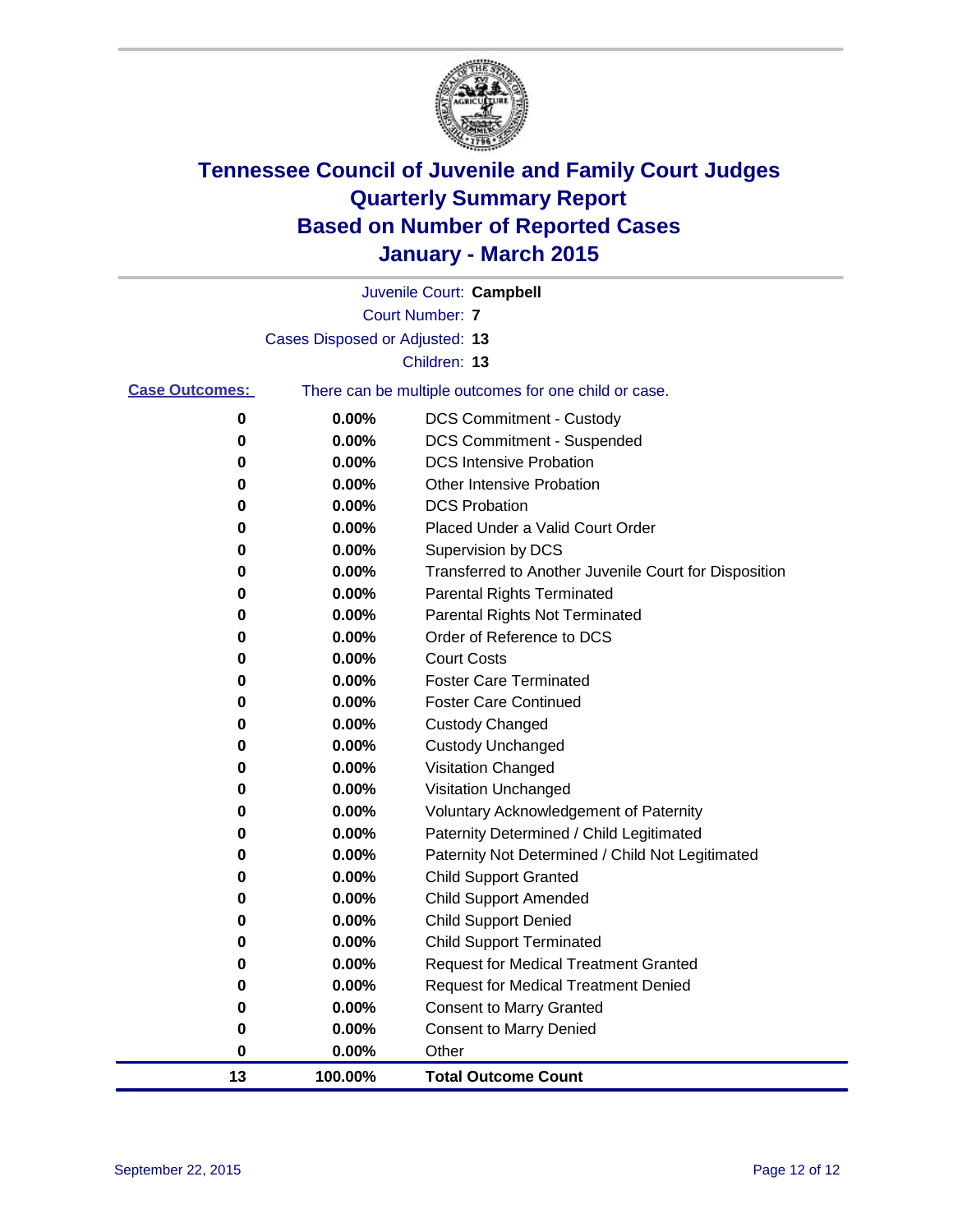# Tennessee Council of Juvenile and Family Court Judges
# Quarterly Summary Report
# Based on Number of Reported Cases
# January - March 2015

Juvenile Court: **Campbell**

Court Number: **7**

Cases Disposed or Adjusted: **13**

Children: **13**

**Case Outcomes:** There can be multiple outcomes for one child or case.

| | | |
|---|---|---|
| 0 | 0.00% | DCS Commitment - Custody |
| 0 | 0.00% | DCS Commitment - Suspended |
| 0 | 0.00% | DCS Intensive Probation |
| 0 | 0.00% | Other Intensive Probation |
| 0 | 0.00% | DCS Probation |
| 0 | 0.00% | Placed Under a Valid Court Order |
| 0 | 0.00% | Supervision by DCS |
| 0 | 0.00% | Transferred to Another Juvenile Court for Disposition |
| 0 | 0.00% | Parental Rights Terminated |
| 0 | 0.00% | Parental Rights Not Terminated |
| 0 | 0.00% | Order of Reference to DCS |
| 0 | 0.00% | Court Costs |
| 0 | 0.00% | Foster Care Terminated |
| 0 | 0.00% | Foster Care Continued |
| 0 | 0.00% | Custody Changed |
| 0 | 0.00% | Custody Unchanged |
| 0 | 0.00% | Visitation Changed |
| 0 | 0.00% | Visitation Unchanged |
| 0 | 0.00% | Voluntary Acknowledgement of Paternity |
| 0 | 0.00% | Paternity Determined / Child Legitimated |
| 0 | 0.00% | Paternity Not Determined / Child Not Legitimated |
| 0 | 0.00% | Child Support Granted |
| 0 | 0.00% | Child Support Amended |
| 0 | 0.00% | Child Support Denied |
| 0 | 0.00% | Child Support Terminated |
| 0 | 0.00% | Request for Medical Treatment Granted |
| 0 | 0.00% | Request for Medical Treatment Denied |
| 0 | 0.00% | Consent to Marry Granted |
| 0 | 0.00% | Consent to Marry Denied |
| 0 | 0.00% | Other |
| **13** | **100.00%** | **Total Outcome Count** |

September 22, 2015